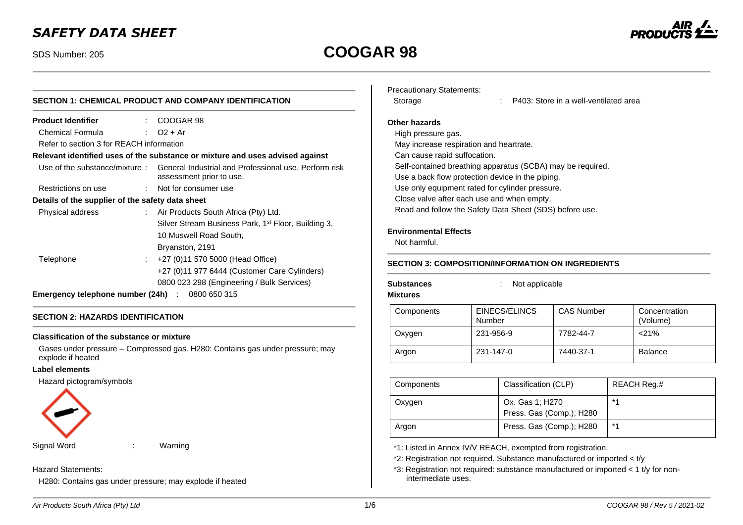# SAFETY DATA SHEET

SDS Number: 205

# COOGAR 98

## SECTION 1: CHEMICAL PRODUCT AND COMPANY IDENTIFICATION

**Product Identifier** : COOGAR 98

Chemical Formula : $O_2$ + Ar

Refer to section 3 for REACH information

**Relevant identified uses of the substance or mixture and uses advised against**

Use of the substance/mixture : General Industrial and Professional use. Perform risk assessment prior to use.

Restrictions on use : Not for consumer use

**Details of the supplier of the safety data sheet**

Physical address : Air Products South Africa (Pty) Ltd.
Silver Stream Business Park, 1st Floor, Building 3,
10 Muswell Road South,
Bryanston, 2191

Telephone : +27 (0)11 570 5000 (Head Office)
+27 (0)11 977 6444 (Customer Care Cylinders)
0800 023 298 (Engineering / Bulk Services)

**Emergency telephone number (24h)** : 0800 650 315

## SECTION 2: HAZARDS IDENTIFICATION

**Classification of the substance or mixture**

Gases under pressure – Compressed gas. H280: Contains gas under pressure; may explode if heated

**Label elements**

Hazard pictogram/symbols

Signal Word : Warning

Hazard Statements:

H280: Contains gas under pressure; may explode if heated

Precautionary Statements:

Storage : P403: Store in a well-ventilated area

**Other hazards**

High pressure gas.
May increase respiration and heartrate.
Can cause rapid suffocation.
Self-contained breathing apparatus (SCBA) may be required.
Use a back flow protection device in the piping.
Use only equipment rated for cylinder pressure.
Close valve after each use and when empty.
Read and follow the Safety Data Sheet (SDS) before use.

**Environmental Effects**

Not harmful.

## SECTION 3: COMPOSITION/INFORMATION ON INGREDIENTS

**Substances** : Not applicable

**Mixtures**

| Components | EINECS/ELINCS Number | CAS Number | Concentration (Volume) |
| --- | --- | --- | --- |
| Oxygen | 231-956-9 | 7782-44-7 | <21% |
| Argon | 231-147-0 | 7440-37-1 | Balance |

| Components | Classification (CLP) | REACH Reg.# |
| --- | --- | --- |
| Oxygen | Ox. Gas 1; H270<br>Press. Gas (Comp.); H280 | *1 |
| Argon | Press. Gas (Comp.); H280 | *1 |

*1: Listed in Annex IV/V REACH, exempted from registration.

*2: Registration not required. Substance manufactured or imported < t/y

*3: Registration not required: substance manufactured or imported < 1 t/y for non-intermediate uses.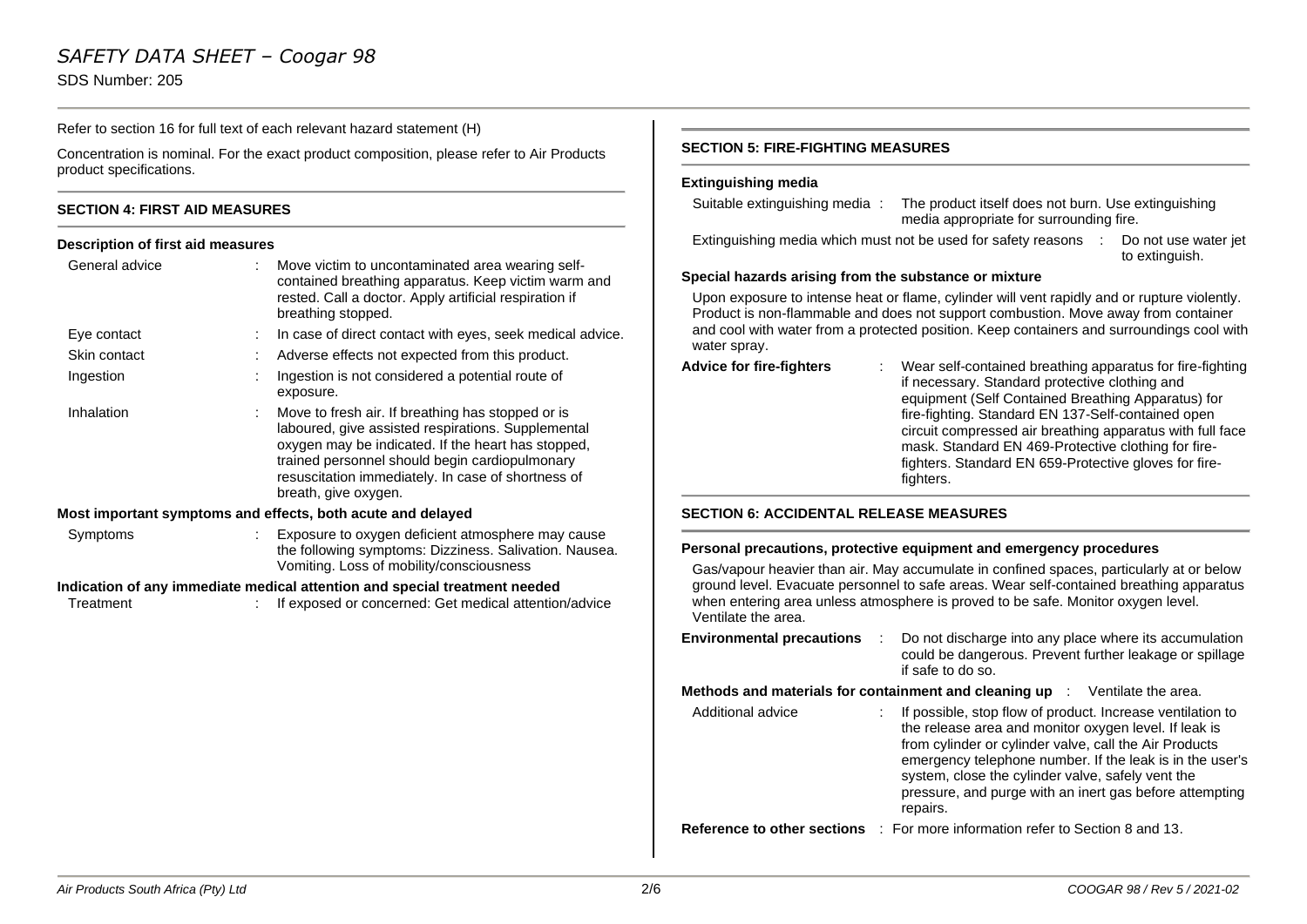Refer to section 16 for full text of each relevant hazard statement (H)

Concentration is nominal. For the exact product composition, please refer to Air Products product specifications.

## SECTION 4: FIRST AID MEASURES

### Description of first aid measures

| | |
|---|---|
| General advice | : Move victim to uncontaminated area wearing self-contained breathing apparatus. Keep victim warm and rested. Call a doctor. Apply artificial respiration if breathing stopped. |
| Eye contact | : In case of direct contact with eyes, seek medical advice. |
| Skin contact | : Adverse effects not expected from this product. |
| Ingestion | : Ingestion is not considered a potential route of exposure. |
| Inhalation | : Move to fresh air. If breathing has stopped or is laboured, give assisted respirations. Supplemental oxygen may be indicated. If the heart has stopped, trained personnel should begin cardiopulmonary resuscitation immediately. In case of shortness of breath, give oxygen. |

### Most important symptoms and effects, both acute and delayed

| | |
|---|---|
| Symptoms | : Exposure to oxygen deficient atmosphere may cause the following symptoms: Dizziness. Salivation. Nausea. Vomiting. Loss of mobility/consciousness |

### Indication of any immediate medical attention and special treatment needed

| | |
|---|---|
| Treatment | : If exposed or concerned: Get medical attention/advice |

## SECTION 5: FIRE-FIGHTING MEASURES

### Extinguishing media

Suitable extinguishing media : The product itself does not burn. Use extinguishing media appropriate for surrounding fire.

Extinguishing media which must not be used for safety reasons : Do not use water jet to extinguish.

### Special hazards arising from the substance or mixture

Upon exposure to intense heat or flame, cylinder will vent rapidly and or rupture violently. Product is non-flammable and does not support combustion. Move away from container and cool with water from a protected position. Keep containers and surroundings cool with water spray.

**Advice for fire-fighters** : Wear self-contained breathing apparatus for fire-fighting if necessary. Standard protective clothing and equipment (Self Contained Breathing Apparatus) for fire-fighting. Standard EN 137-Self-contained open circuit compressed air breathing apparatus with full face mask. Standard EN 469-Protective clothing for fire-fighters. Standard EN 659-Protective gloves for fire-fighters.

## SECTION 6: ACCIDENTAL RELEASE MEASURES

### Personal precautions, protective equipment and emergency procedures

Gas/vapour heavier than air. May accumulate in confined spaces, particularly at or below ground level. Evacuate personnel to safe areas. Wear self-contained breathing apparatus when entering area unless atmosphere is proved to be safe. Monitor oxygen level. Ventilate the area.

**Environmental precautions** : Do not discharge into any place where its accumulation could be dangerous. Prevent further leakage or spillage if safe to do so.

**Methods and materials for containment and cleaning up** : Ventilate the area.

Additional advice : If possible, stop flow of product. Increase ventilation to the release area and monitor oxygen level. If leak is from cylinder or cylinder valve, call the Air Products emergency telephone number. If the leak is in the user's system, close the cylinder valve, safely vent the pressure, and purge with an inert gas before attempting repairs.

**Reference to other sections** : For more information refer to Section 8 and 13.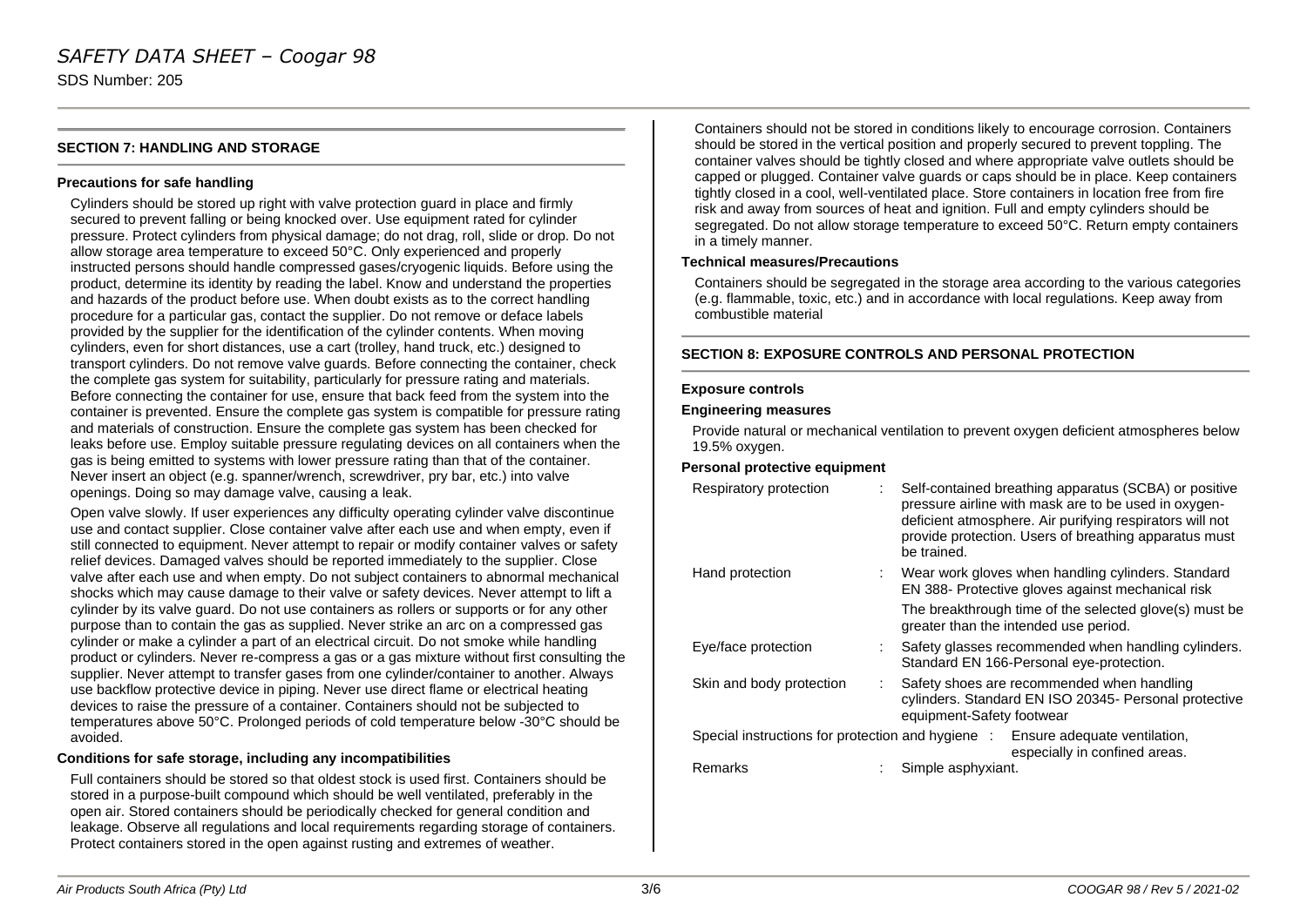## SECTION 7: HANDLING AND STORAGE

### Precautions for safe handling

Cylinders should be stored up right with valve protection guard in place and firmly secured to prevent falling or being knocked over. Use equipment rated for cylinder pressure. Protect cylinders from physical damage; do not drag, roll, slide or drop. Do not allow storage area temperature to exceed 50°C. Only experienced and properly instructed persons should handle compressed gases/cryogenic liquids. Before using the product, determine its identity by reading the label. Know and understand the properties and hazards of the product before use. When doubt exists as to the correct handling procedure for a particular gas, contact the supplier. Do not remove or deface labels provided by the supplier for the identification of the cylinder contents. When moving cylinders, even for short distances, use a cart (trolley, hand truck, etc.) designed to transport cylinders. Do not remove valve guards. Before connecting the container, check the complete gas system for suitability, particularly for pressure rating and materials. Before connecting the container for use, ensure that back feed from the system into the container is prevented. Ensure the complete gas system is compatible for pressure rating and materials of construction. Ensure the complete gas system has been checked for leaks before use. Employ suitable pressure regulating devices on all containers when the gas is being emitted to systems with lower pressure rating than that of the container. Never insert an object (e.g. spanner/wrench, screwdriver, pry bar, etc.) into valve openings. Doing so may damage valve, causing a leak.

Open valve slowly. If user experiences any difficulty operating cylinder valve discontinue use and contact supplier. Close container valve after each use and when empty, even if still connected to equipment. Never attempt to repair or modify container valves or safety relief devices. Damaged valves should be reported immediately to the supplier. Close valve after each use and when empty. Do not subject containers to abnormal mechanical shocks which may cause damage to their valve or safety devices. Never attempt to lift a cylinder by its valve guard. Do not use containers as rollers or supports or for any other purpose than to contain the gas as supplied. Never strike an arc on a compressed gas cylinder or make a cylinder a part of an electrical circuit. Do not smoke while handling product or cylinders. Never re-compress a gas or a gas mixture without first consulting the supplier. Never attempt to transfer gases from one cylinder/container to another. Always use backflow protective device in piping. Never use direct flame or electrical heating devices to raise the pressure of a container. Containers should not be subjected to temperatures above 50°C. Prolonged periods of cold temperature below -30°C should be avoided.

### Conditions for safe storage, including any incompatibilities

Full containers should be stored so that oldest stock is used first. Containers should be stored in a purpose-built compound which should be well ventilated, preferably in the open air. Stored containers should be periodically checked for general condition and leakage. Observe all regulations and local requirements regarding storage of containers. Protect containers stored in the open against rusting and extremes of weather. Containers should not be stored in conditions likely to encourage corrosion. Containers should be stored in the vertical position and properly secured to prevent toppling. The container valves should be tightly closed and where appropriate valve outlets should be capped or plugged. Container valve guards or caps should be in place. Keep containers tightly closed in a cool, well-ventilated place. Store containers in location free from fire risk and away from sources of heat and ignition. Full and empty cylinders should be segregated. Do not allow storage temperature to exceed 50°C. Return empty containers in a timely manner.

### Technical measures/Precautions

Containers should be segregated in the storage area according to the various categories (e.g. flammable, toxic, etc.) and in accordance with local regulations. Keep away from combustible material

## SECTION 8: EXPOSURE CONTROLS AND PERSONAL PROTECTION

### Exposure controls

### Engineering measures

Provide natural or mechanical ventilation to prevent oxygen deficient atmospheres below 19.5% oxygen.

### Personal protective equipment

| | | |
|---|---|---|
| Respiratory protection | : | Self-contained breathing apparatus (SCBA) or positive pressure airline with mask are to be used in oxygen-deficient atmosphere. Air purifying respirators will not provide protection. Users of breathing apparatus must be trained. |
| Hand protection | : | Wear work gloves when handling cylinders. Standard EN 388- Protective gloves against mechanical risk<br>The breakthrough time of the selected glove(s) must be greater than the intended use period. |
| Eye/face protection | : | Safety glasses recommended when handling cylinders. Standard EN 166-Personal eye-protection. |
| Skin and body protection | : | Safety shoes are recommended when handling cylinders. Standard EN ISO 20345- Personal protective equipment-Safety footwear |
| Special instructions for protection and hygiene | : | Ensure adequate ventilation, especially in confined areas. |
| Remarks | : | Simple asphyxiant. |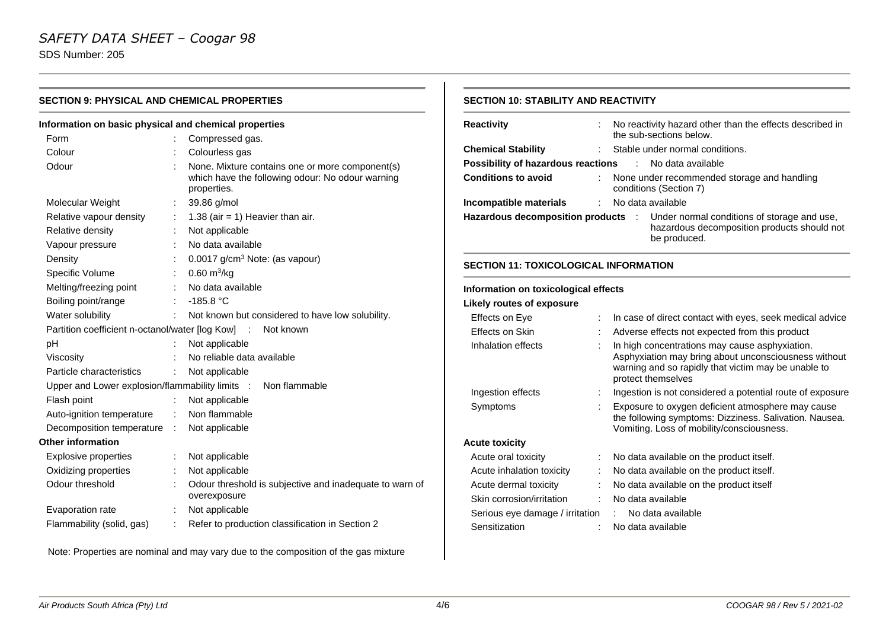## SECTION 9: PHYSICAL AND CHEMICAL PROPERTIES

### Information on basic physical and chemical properties

| Property | Value |
|---|---|
| Form | Compressed gas. |
| Colour | Colourless gas |
| Odour | None. Mixture contains one or more component(s) which have the following odour: No odour warning properties. |
| Molecular Weight | 39.86 g/mol |
| Relative vapour density | 1.38 (air = 1) Heavier than air. |
| Relative density | Not applicable |
| Vapour pressure | No data available |
| Density | 0.0017 g/cm³ Note: (as vapour) |
| Specific Volume | 0.60 m³/kg |
| Melting/freezing point | No data available |
| Boiling point/range | -185.8 °C |
| Water solubility | Not known but considered to have low solubility. |
| Partition coefficient n-octanol/water [log Kow] | Not known |
| pH | Not applicable |
| Viscosity | No reliable data available |
| Particle characteristics | Not applicable |
| Upper and Lower explosion/flammability limits | Non flammable |
| Flash point | Not applicable |
| Auto-ignition temperature | Non flammable |
| Decomposition temperature | Not applicable |

### Other information

| Property | Value |
|---|---|
| Explosive properties | Not applicable |
| Oxidizing properties | Not applicable |
| Odour threshold | Odour threshold is subjective and inadequate to warn of overexposure |
| Evaporation rate | Not applicable |
| Flammability (solid, gas) | Refer to production classification in Section 2 |

Note: Properties are nominal and may vary due to the composition of the gas mixture

## SECTION 10: STABILITY AND REACTIVITY

| | |
|---|---|
| **Reactivity** | No reactivity hazard other than the effects described in the sub-sections below. |
| **Chemical Stability** | Stable under normal conditions. |
| **Possibility of hazardous reactions** | No data available |
| **Conditions to avoid** | None under recommended storage and handling conditions (Section 7) |
| **Incompatible materials** | No data available |
| **Hazardous decomposition products** | Under normal conditions of storage and use, hazardous decomposition products should not be produced. |

## SECTION 11: TOXICOLOGICAL INFORMATION

### Information on toxicological effects

**Likely routes of exposure**

| | |
|---|---|
| Effects on Eye | In case of direct contact with eyes, seek medical advice |
| Effects on Skin | Adverse effects not expected from this product |
| Inhalation effects | In high concentrations may cause asphyxiation. Asphyxiation may bring about unconsciousness without warning and so rapidly that victim may be unable to protect themselves |
| Ingestion effects | Ingestion is not considered a potential route of exposure |
| Symptoms | Exposure to oxygen deficient atmosphere may cause the following symptoms: Dizziness. Salivation. Nausea. Vomiting. Loss of mobility/consciousness. |

**Acute toxicity**

| | |
|---|---|
| Acute oral toxicity | No data available on the product itself. |
| Acute inhalation toxicity | No data available on the product itself. |
| Acute dermal toxicity | No data available on the product itself |
| Skin corrosion/irritation | No data available |
| Serious eye damage / irritation | No data available |
| Sensitization | No data available |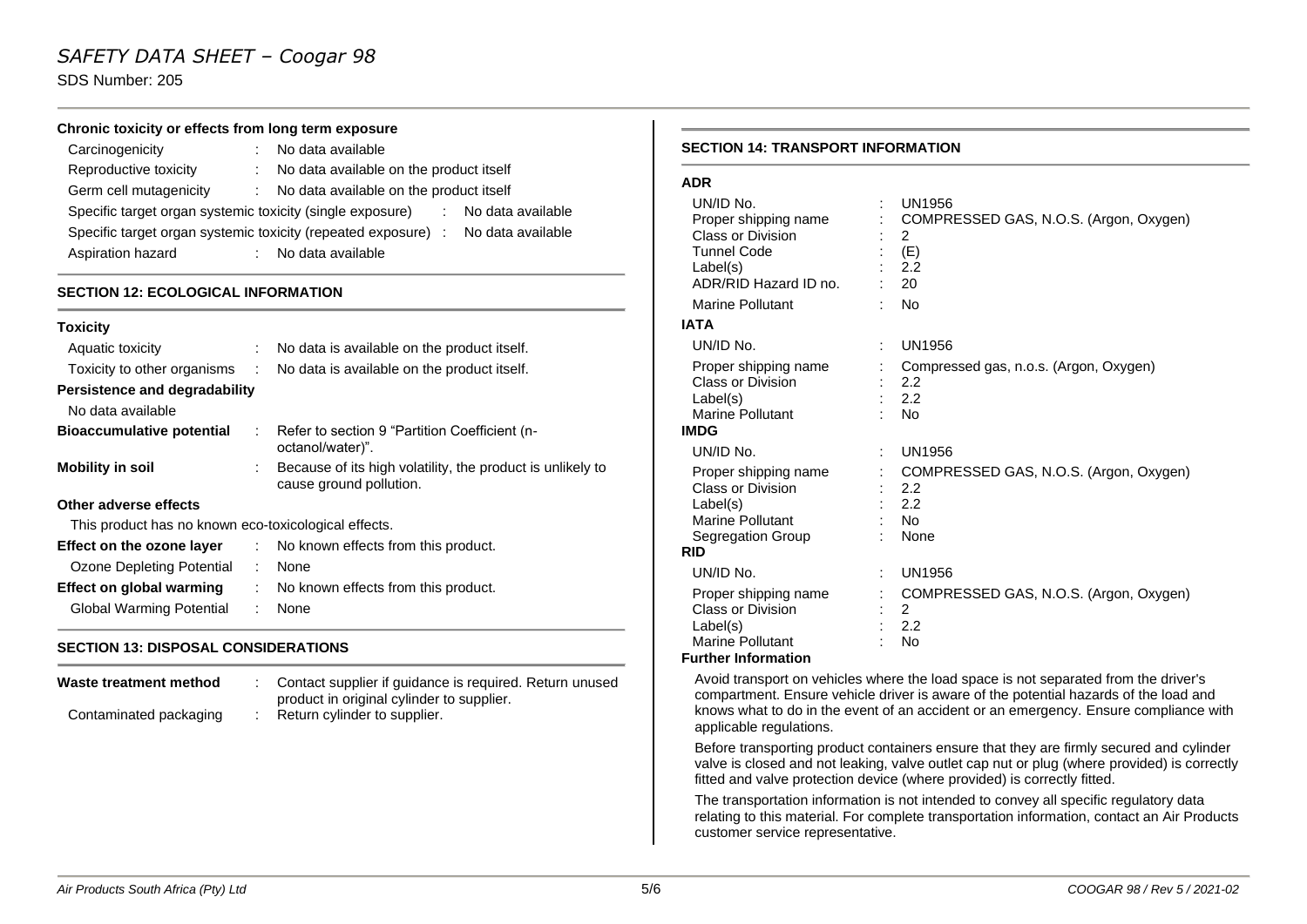#### Chronic toxicity or effects from long term exposure

| | | |
|---|---|---|
| Carcinogenicity | : | No data available |
| Reproductive toxicity | : | No data available on the product itself |
| Germ cell mutagenicity | : | No data available on the product itself |
| Specific target organ systemic toxicity (single exposure) | : | No data available |
| Specific target organ systemic toxicity (repeated exposure) | : | No data available |
| Aspiration hazard | : | No data available |

## SECTION 12: ECOLOGICAL INFORMATION

**Toxicity**

| | | |
|---|---|---|
| Aquatic toxicity | : | No data is available on the product itself. |
| Toxicity to other organisms | : | No data is available on the product itself. |

**Persistence and degradability**

No data available

| | | |
|---|---|---|
| **Bioaccumulative potential** | : | Refer to section 9 "Partition Coefficient (n-octanol/water)". |
| **Mobility in soil** | : | Because of its high volatility, the product is unlikely to cause ground pollution. |

**Other adverse effects**

This product has no known eco-toxicological effects.

| | | |
|---|---|---|
| **Effect on the ozone layer** | : | No known effects from this product. |
| Ozone Depleting Potential | : | None |
| **Effect on global warming** | : | No known effects from this product. |
| Global Warming Potential | : | None |

## SECTION 13: DISPOSAL CONSIDERATIONS

| | | |
|---|---|---|
| **Waste treatment method** | : | Contact supplier if guidance is required. Return unused product in original cylinder to supplier. |
| Contaminated packaging | : | Return cylinder to supplier. |

## SECTION 14: TRANSPORT INFORMATION

**ADR**

| | | |
|---|---|---|
| UN/ID No. | : | UN1956 |
| Proper shipping name | : | COMPRESSED GAS, N.O.S. (Argon, Oxygen) |
| Class or Division | : | 2 |
| Tunnel Code | : | (E) |
| Label(s) | : | 2.2 |
| ADR/RID Hazard ID no. | : | 20 |
| Marine Pollutant | : | No |

**IATA**

| | | |
|---|---|---|
| UN/ID No. | : | UN1956 |
| Proper shipping name | : | Compressed gas, n.o.s. (Argon, Oxygen) |
| Class or Division | : | 2.2 |
| Label(s) | : | 2.2 |
| Marine Pollutant | : | No |

**IMDG**

| | | |
|---|---|---|
| UN/ID No. | : | UN1956 |
| Proper shipping name | : | COMPRESSED GAS, N.O.S. (Argon, Oxygen) |
| Class or Division | : | 2.2 |
| Label(s) | : | 2.2 |
| Marine Pollutant | : | No |
| Segregation Group | : | None |

**RID**

| | | |
|---|---|---|
| UN/ID No. | : | UN1956 |
| Proper shipping name | : | COMPRESSED GAS, N.O.S. (Argon, Oxygen) |
| Class or Division | : | 2 |
| Label(s) | : | 2.2 |
| Marine Pollutant | : | No |

**Further Information**

Avoid transport on vehicles where the load space is not separated from the driver's compartment. Ensure vehicle driver is aware of the potential hazards of the load and knows what to do in the event of an accident or an emergency. Ensure compliance with applicable regulations.

Before transporting product containers ensure that they are firmly secured and cylinder valve is closed and not leaking, valve outlet cap nut or plug (where provided) is correctly fitted and valve protection device (where provided) is correctly fitted.

The transportation information is not intended to convey all specific regulatory data relating to this material. For complete transportation information, contact an Air Products customer service representative.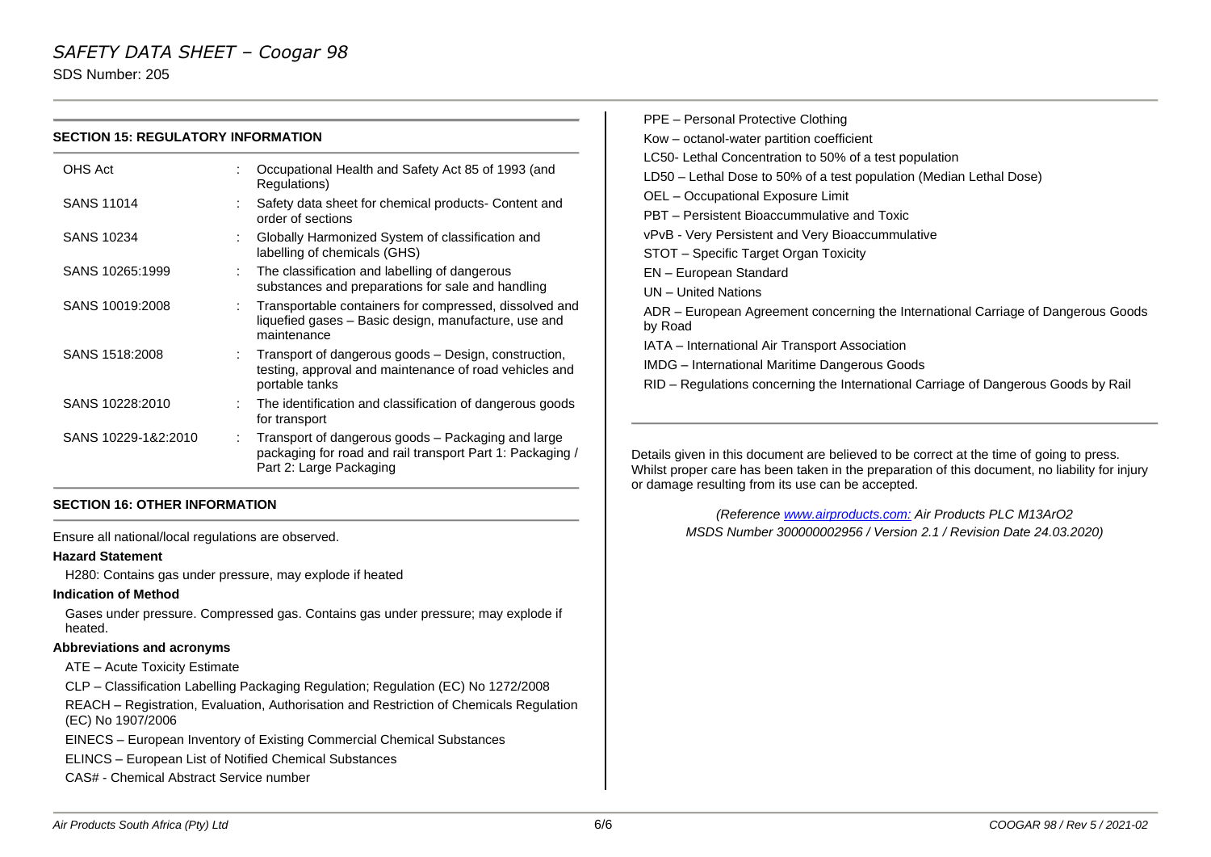## SECTION 15: REGULATORY INFORMATION

| | | |
|---|---|---|
| OHS Act | : | Occupational Health and Safety Act 85 of 1993 (and Regulations) |
| SANS 11014 | : | Safety data sheet for chemical products- Content and order of sections |
| SANS 10234 | : | Globally Harmonized System of classification and labelling of chemicals (GHS) |
| SANS 10265:1999 | : | The classification and labelling of dangerous substances and preparations for sale and handling |
| SANS 10019:2008 | : | Transportable containers for compressed, dissolved and liquefied gases – Basic design, manufacture, use and maintenance |
| SANS 1518:2008 | : | Transport of dangerous goods – Design, construction, testing, approval and maintenance of road vehicles and portable tanks |
| SANS 10228:2010 | : | The identification and classification of dangerous goods for transport |
| SANS 10229-1&2:2010 | : | Transport of dangerous goods – Packaging and large packaging for road and rail transport Part 1: Packaging / Part 2: Large Packaging |

## SECTION 16: OTHER INFORMATION

Ensure all national/local regulations are observed.

**Hazard Statement**

H280: Contains gas under pressure, may explode if heated

**Indication of Method**

Gases under pressure. Compressed gas. Contains gas under pressure; may explode if heated.

**Abbreviations and acronyms**

ATE – Acute Toxicity Estimate

CLP – Classification Labelling Packaging Regulation; Regulation (EC) No 1272/2008

REACH – Registration, Evaluation, Authorisation and Restriction of Chemicals Regulation (EC) No 1907/2006

EINECS – European Inventory of Existing Commercial Chemical Substances

ELINCS – European List of Notified Chemical Substances

CAS# - Chemical Abstract Service number

PPE – Personal Protective Clothing

Kow – octanol-water partition coefficient

LC50- Lethal Concentration to 50% of a test population

LD50 – Lethal Dose to 50% of a test population (Median Lethal Dose)

OEL – Occupational Exposure Limit

PBT – Persistent Bioaccummulative and Toxic

vPvB - Very Persistent and Very Bioaccummulative

STOT – Specific Target Organ Toxicity

EN – European Standard

UN – United Nations

ADR – European Agreement concerning the International Carriage of Dangerous Goods by Road

IATA – International Air Transport Association

IMDG – International Maritime Dangerous Goods

RID – Regulations concerning the International Carriage of Dangerous Goods by Rail

Details given in this document are believed to be correct at the time of going to press. Whilst proper care has been taken in the preparation of this document, no liability for injury or damage resulting from its use can be accepted.

*(Reference www.airproducts.com: Air Products PLC M13ArO2 MSDS Number 300000002956 / Version 2.1 / Revision Date 24.03.2020)*